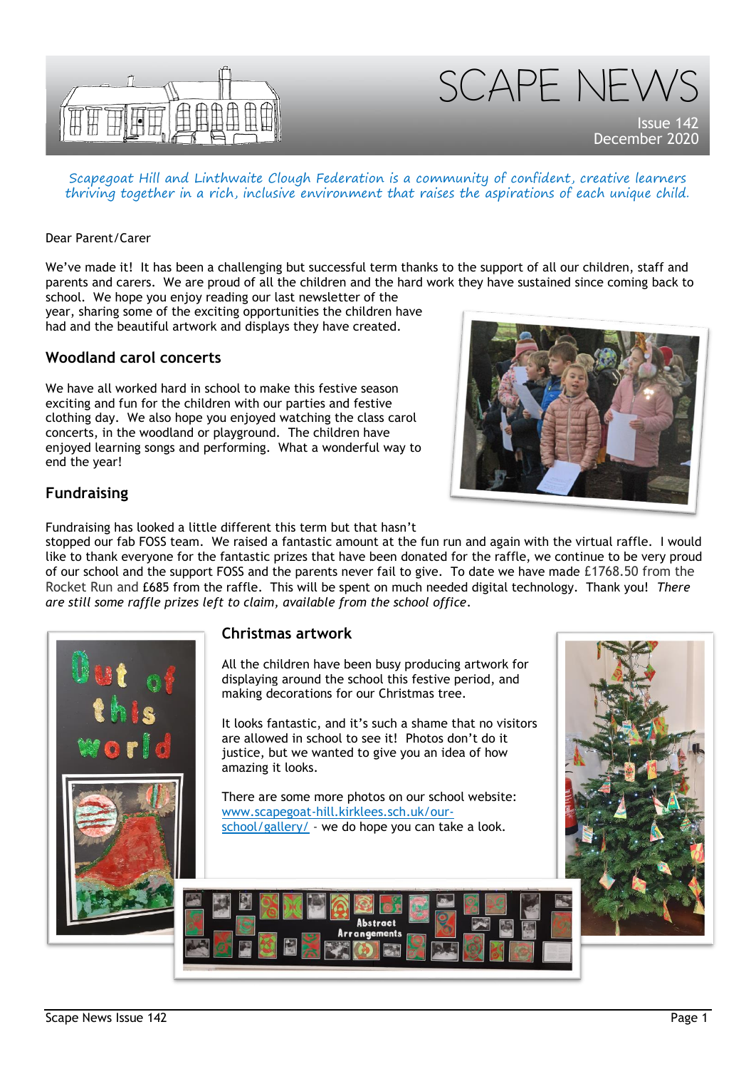# SCAPE NEWS

Issue 142
December 2020

*Scapegoat Hill and Linthwaite Clough Federation is a community of confident, creative learners thriving together in a rich, inclusive environment that raises the aspirations of each unique child.*

Dear Parent/Carer

We've made it! It has been a challenging but successful term thanks to the support of all our children, staff and parents and carers. We are proud of all the children and the hard work they have sustained since coming back to school. We hope you enjoy reading our last newsletter of the year, sharing some of the exciting opportunities the children have had and the beautiful artwork and displays they have created.

## Woodland carol concerts

We have all worked hard in school to make this festive season exciting and fun for the children with our parties and festive clothing day. We also hope you enjoyed watching the class carol concerts, in the woodland or playground. The children have enjoyed learning songs and performing. What a wonderful way to end the year!

## Fundraising

Fundraising has looked a little different this term but that hasn't stopped our fab FOSS team. We raised a fantastic amount at the fun run and again with the virtual raffle. I would like to thank everyone for the fantastic prizes that have been donated for the raffle, we continue to be very proud of our school and the support FOSS and the parents never fail to give. To date we have made £1768.50 from the Rocket Run and £685 from the raffle. This will be spent on much needed digital technology. Thank you! *There are still some raffle prizes left to claim, available from the school office.*

## Christmas artwork

All the children have been busy producing artwork for displaying around the school this festive period, and making decorations for our Christmas tree.

It looks fantastic, and it's such a shame that no visitors are allowed in school to see it! Photos don't do it justice, but we wanted to give you an idea of how amazing it looks.

There are some more photos on our school website: [www.scapegoat-hill.kirklees.sch.uk/our-school/gallery/](http://www.scapegoat-hill.kirklees.sch.uk/our-school/gallery/) - we do hope you can take a look.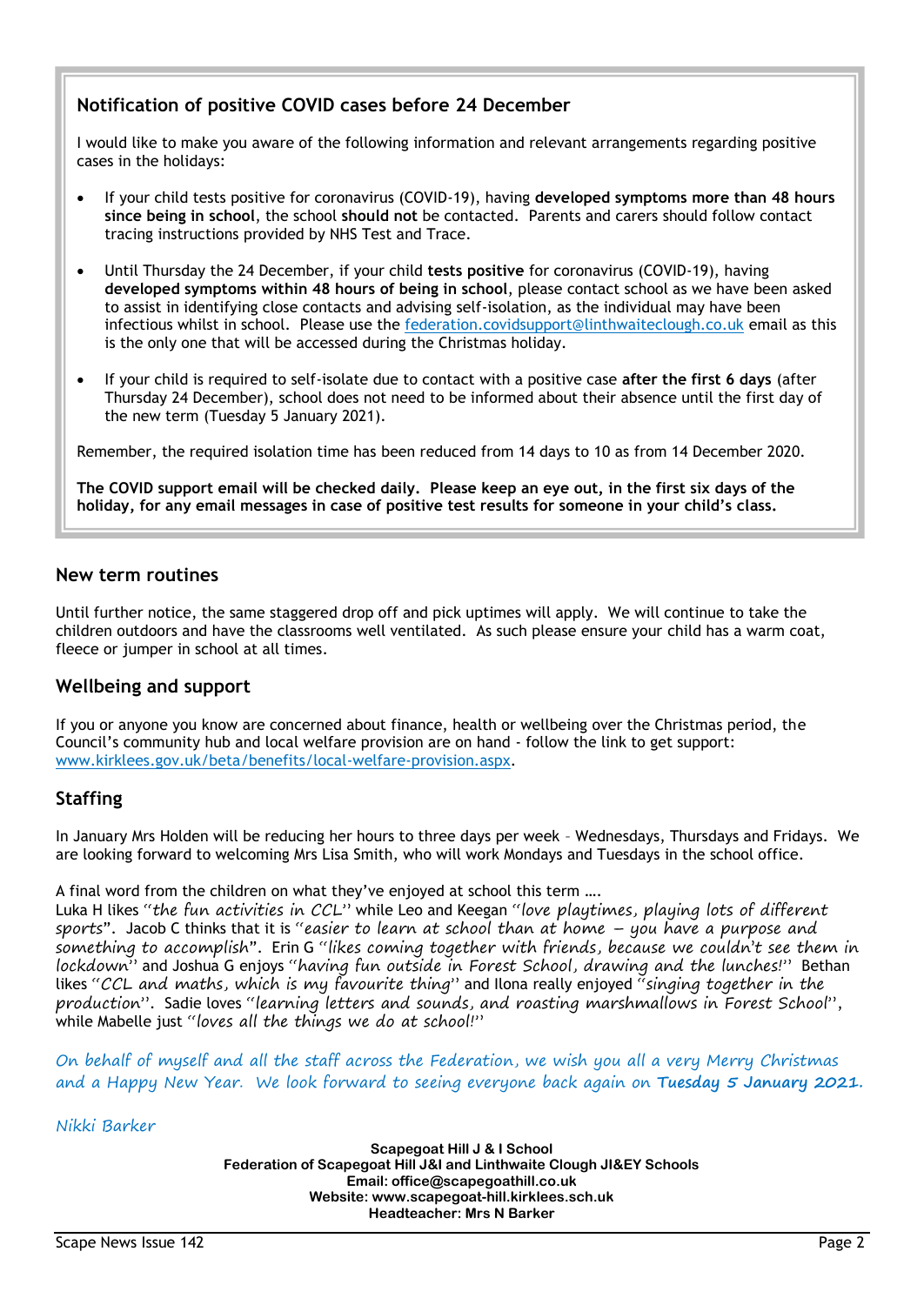## Notification of positive COVID cases before 24 December

I would like to make you aware of the following information and relevant arrangements regarding positive cases in the holidays:

- If your child tests positive for coronavirus (COVID-19), having **developed symptoms more than 48 hours since being in school**, the school **should not** be contacted. Parents and carers should follow contact tracing instructions provided by NHS Test and Trace.

- Until Thursday the 24 December, if your child **tests positive** for coronavirus (COVID-19), having **developed symptoms within 48 hours of being in school**, please contact school as we have been asked to assist in identifying close contacts and advising self-isolation, as the individual may have been infectious whilst in school. Please use the federation.covidsupport@linthwaiteclough.co.uk email as this is the only one that will be accessed during the Christmas holiday.

- If your child is required to self-isolate due to contact with a positive case **after the first 6 days** (after Thursday 24 December), school does not need to be informed about their absence until the first day of the new term (Tuesday 5 January 2021).

Remember, the required isolation time has been reduced from 14 days to 10 as from 14 December 2020.

**The COVID support email will be checked daily. Please keep an eye out, in the first six days of the holiday, for any email messages in case of positive test results for someone in your child's class.**

## New term routines

Until further notice, the same staggered drop off and pick uptimes will apply. We will continue to take the children outdoors and have the classrooms well ventilated. As such please ensure your child has a warm coat, fleece or jumper in school at all times.

## Wellbeing and support

If you or anyone you know are concerned about finance, health or wellbeing over the Christmas period, the Council's community hub and local welfare provision are on hand - follow the link to get support: www.kirklees.gov.uk/beta/benefits/local-welfare-provision.aspx.

## Staffing

In January Mrs Holden will be reducing her hours to three days per week – Wednesdays, Thursdays and Fridays. We are looking forward to welcoming Mrs Lisa Smith, who will work Mondays and Tuesdays in the school office.

A final word from the children on what they've enjoyed at school this term ….
Luka H likes *"the fun activities in CCL"* while Leo and Keegan *"love playtimes, playing lots of different sports"*. Jacob C thinks that it is *"easier to learn at school than at home – you have a purpose and something to accomplish"*. Erin G *"likes coming together with friends, because we couldn't see them in lockdown"* and Joshua G enjoys *"having fun outside in Forest School, drawing and the lunches!"* Bethan likes *"CCL and maths, which is my favourite thing"* and Ilona really enjoyed *"singing together in the production"*. Sadie loves *"learning letters and sounds, and roasting marshmallows in Forest School"*, while Mabelle just *"loves all the things we do at school!"*

*On behalf of myself and all the staff across the Federation, we wish you all a very Merry Christmas and a Happy New Year. We look forward to seeing everyone back again on* ***Tuesday 5 January 2021.***

*Nikki Barker*

**Scapegoat Hill J & I School**
**Federation of Scapegoat Hill J&I and Linthwaite Clough JI&EY Schools**
**Email: office@scapegoathill.co.uk**
**Website: www.scapegoat-hill.kirklees.sch.uk**
**Headteacher: Mrs N Barker**